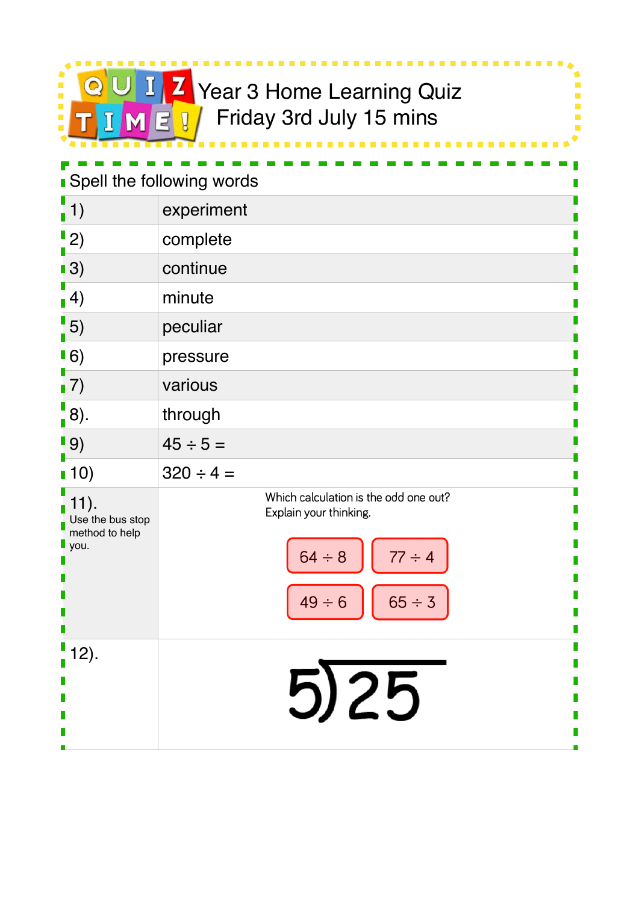# QUIZ TIME! Year 3 Home Learning Quiz

## Friday 3rd July 15 mins

| Spell the following words | |
|---|---|
| 1) | experiment |
| 2) | complete |
| 3) | continue |
| 4) | minute |
| 5) | peculiar |
| 6) | pressure |
| 7) | various |
| 8). | through |
| 9) | 45 ÷ 5 = |
| 10) | 320 ÷ 4 = |
| 11). Use the bus stop method to help you. | Which calculation is the odd one out? Explain your thinking. 64 ÷ 8, 77 ÷ 4, 49 ÷ 6, 65 ÷ 3 |
| 12). | 5)25 |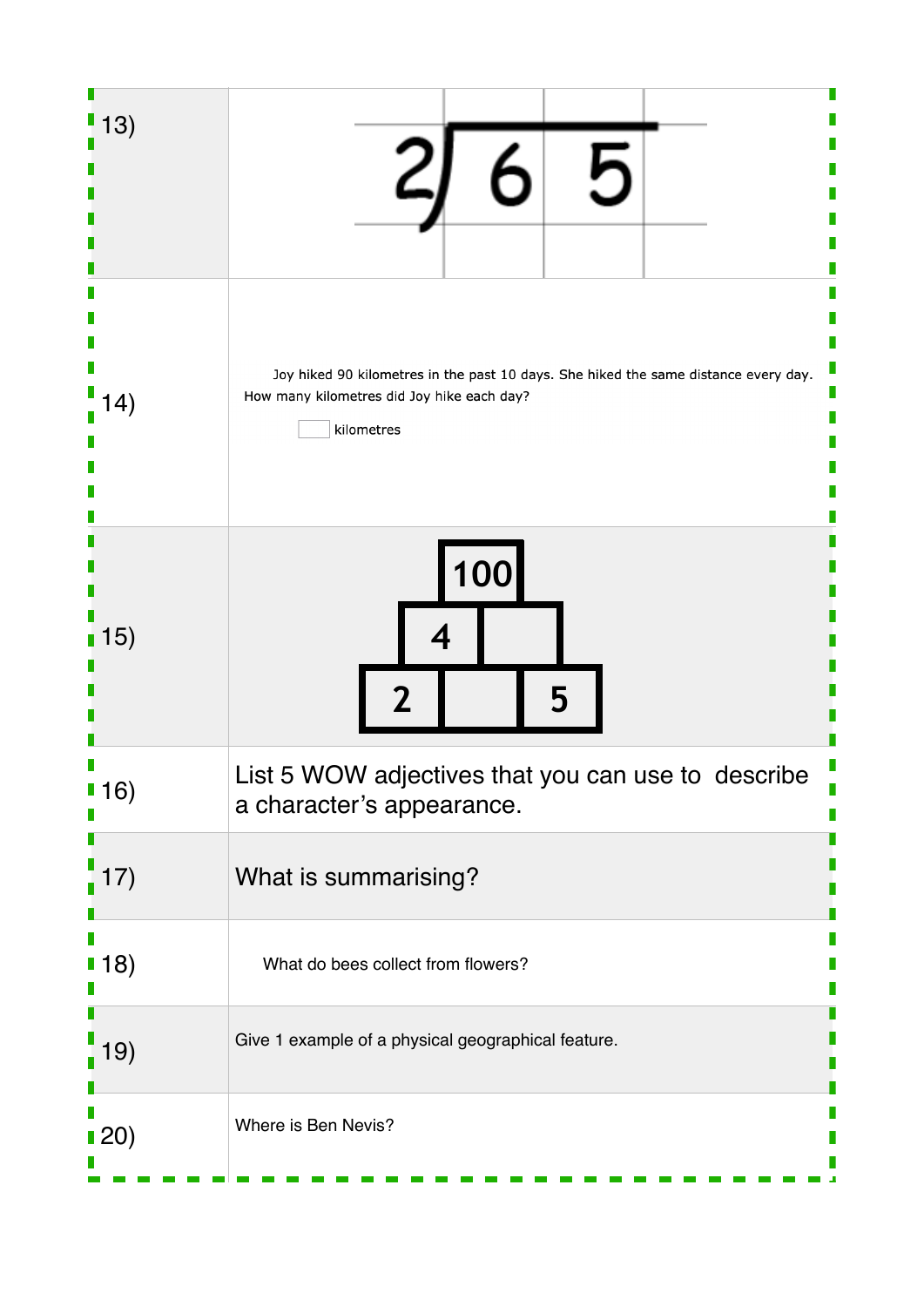| | |
|---|---|
| 13) | $2 \overline{)\,6\ 5}$ |
| 14) | Joy hiked 90 kilometres in the past 10 days. She hiked the same distance every day. How many kilometres did Joy hike each day? <br> [ ] kilometres |
| 15) | 100 <br> 4 [ ] <br> 2 [ ] 5 |
| 16) | List 5 WOW adjectives that you can use to describe a character's appearance. |
| 17) | What is summarising? |
| 18) | What do bees collect from flowers? |
| 19) | Give 1 example of a physical geographical feature. |
| 20) | Where is Ben Nevis? |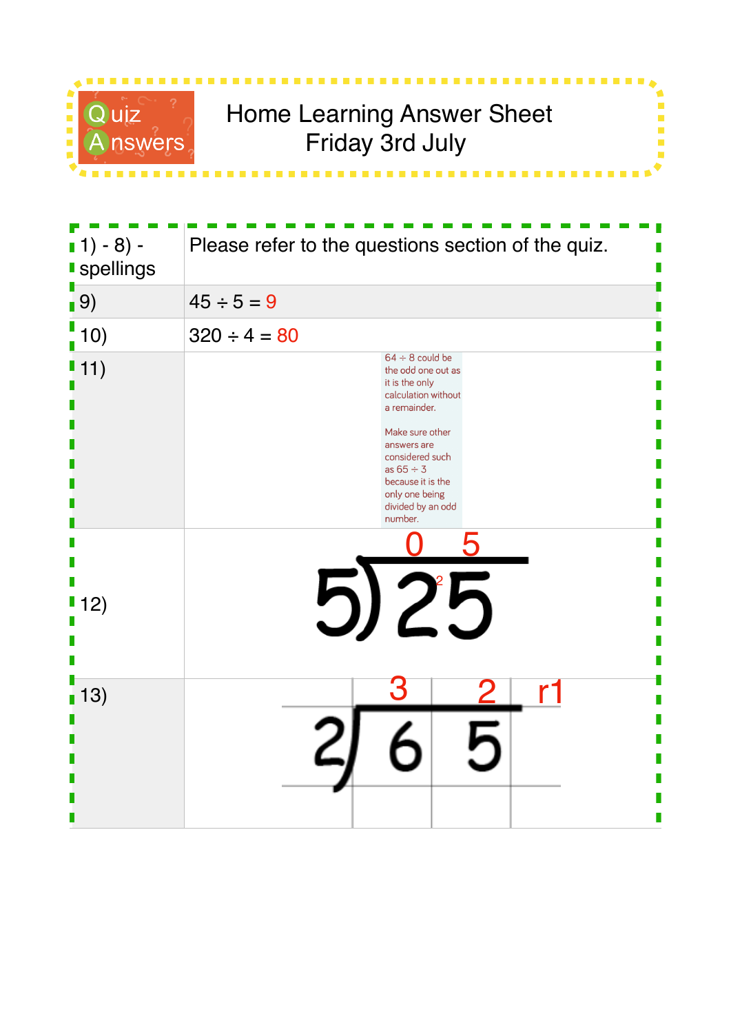Quiz Answers

# Home Learning Answer Sheet
## Friday 3rd July

| | |
|---|---|
| 1) - 8) - spellings | Please refer to the questions section of the quiz. |
| 9) | $45 \div 5 = 9$ |
| 10) | $320 \div 4 = 80$ |
| 11) | $64 \div 8$ could be the odd one out as it is the only calculation without a remainder. Make sure other answers are considered such as $65 \div 3$ because it is the only one being divided by an odd number. |
| 12) | $5 \overline{)2^{2}5}$ = 0 5 |
| 13) | $2 \overline{)6\ 5}$ = 3 2 r1 |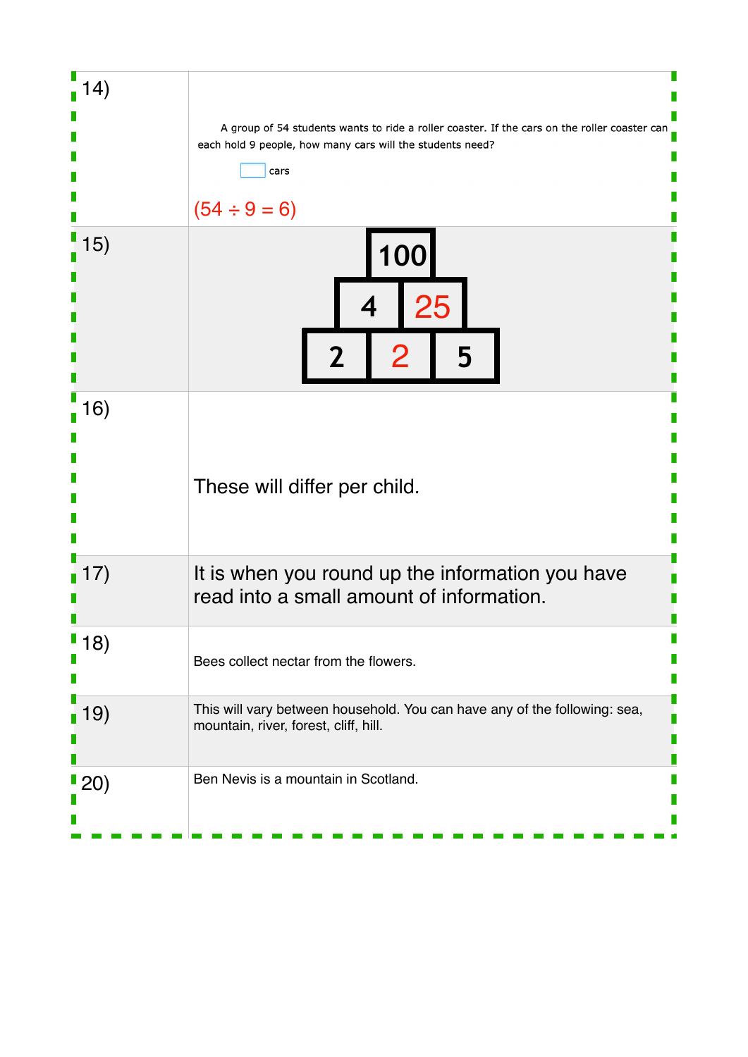| | |
|---|---|
| 14) | A group of 54 students wants to ride a roller coaster. If the cars on the roller coaster can each hold 9 people, how many cars will the students need?<br><br>[ ] cars<br><br>($54 \div 9 = 6$) |
| 15) | 100<br>4 25<br>2 2 5 |
| 16) | These will differ per child. |
| 17) | It is when you round up the information you have read into a small amount of information. |
| 18) | Bees collect nectar from the flowers. |
| 19) | This will vary between household. You can have any of the following: sea, mountain, river, forest, cliff, hill. |
| 20) | Ben Nevis is a mountain in Scotland. |